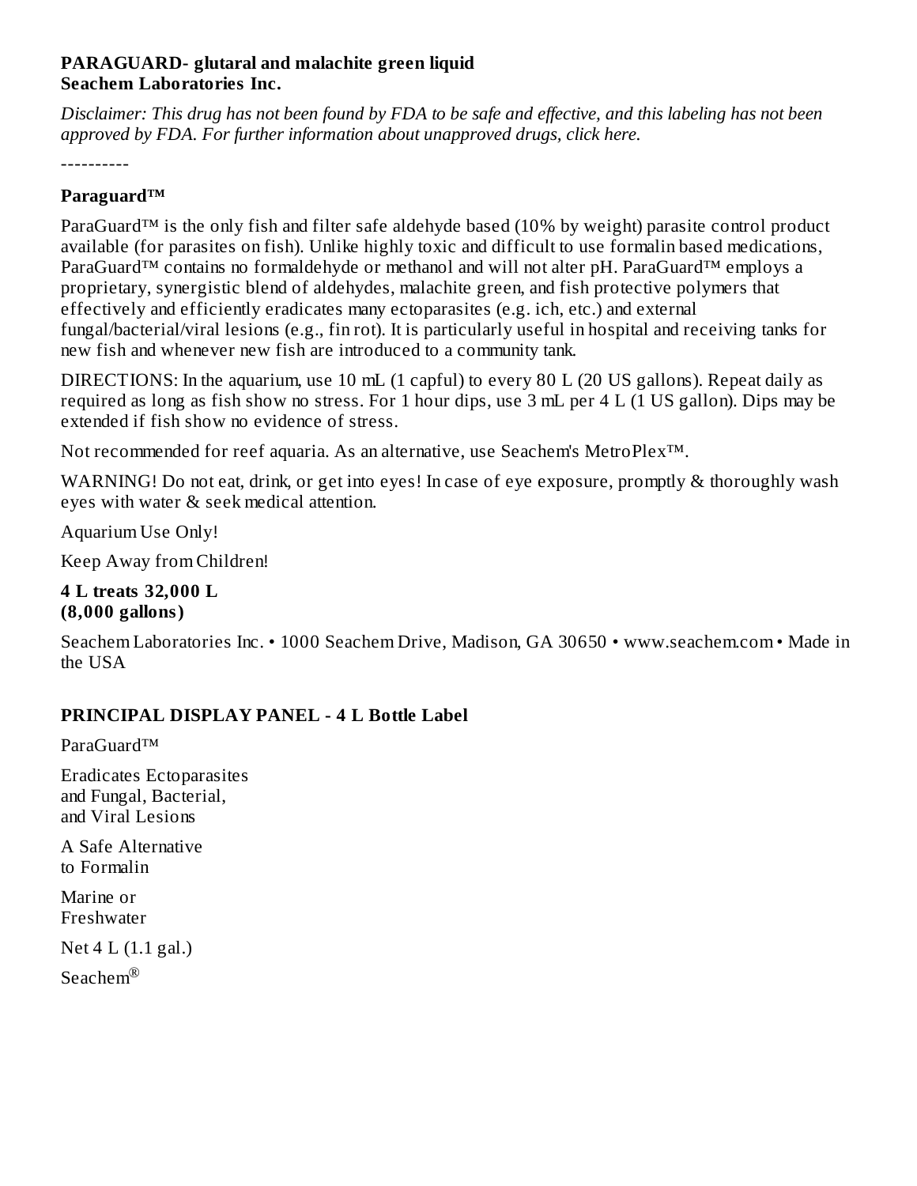**PARAGUARD- glutaral and malachite green liquid**
**Seachem Laboratories Inc.**

*Disclaimer: This drug has not been found by FDA to be safe and effective, and this labeling has not been approved by FDA. For further information about unapproved drugs, click here.*

----------

**Paraguard™**

ParaGuard™ is the only fish and filter safe aldehyde based (10% by weight) parasite control product available (for parasites on fish). Unlike highly toxic and difficult to use formalin based medications, ParaGuard™ contains no formaldehyde or methanol and will not alter pH. ParaGuard™ employs a proprietary, synergistic blend of aldehydes, malachite green, and fish protective polymers that effectively and efficiently eradicates many ectoparasites (e.g. ich, etc.) and external fungal/bacterial/viral lesions (e.g., fin rot). It is particularly useful in hospital and receiving tanks for new fish and whenever new fish are introduced to a community tank.

DIRECTIONS: In the aquarium, use 10 mL (1 capful) to every 80 L (20 US gallons). Repeat daily as required as long as fish show no stress. For 1 hour dips, use 3 mL per 4 L (1 US gallon). Dips may be extended if fish show no evidence of stress.

Not recommended for reef aquaria. As an alternative, use Seachem's MetroPlex™.

WARNING! Do not eat, drink, or get into eyes! In case of eye exposure, promptly & thoroughly wash eyes with water & seek medical attention.

Aquarium Use Only!

Keep Away from Children!

**4 L treats 32,000 L**
**(8,000 gallons)**

Seachem Laboratories Inc. • 1000 Seachem Drive, Madison, GA 30650 • www.seachem.com • Made in the USA

**PRINCIPAL DISPLAY PANEL - 4 L Bottle Label**

ParaGuard™

Eradicates Ectoparasites
and Fungal, Bacterial,
and Viral Lesions

A Safe Alternative
to Formalin

Marine or
Freshwater

Net 4 L (1.1 gal.)

Seachem®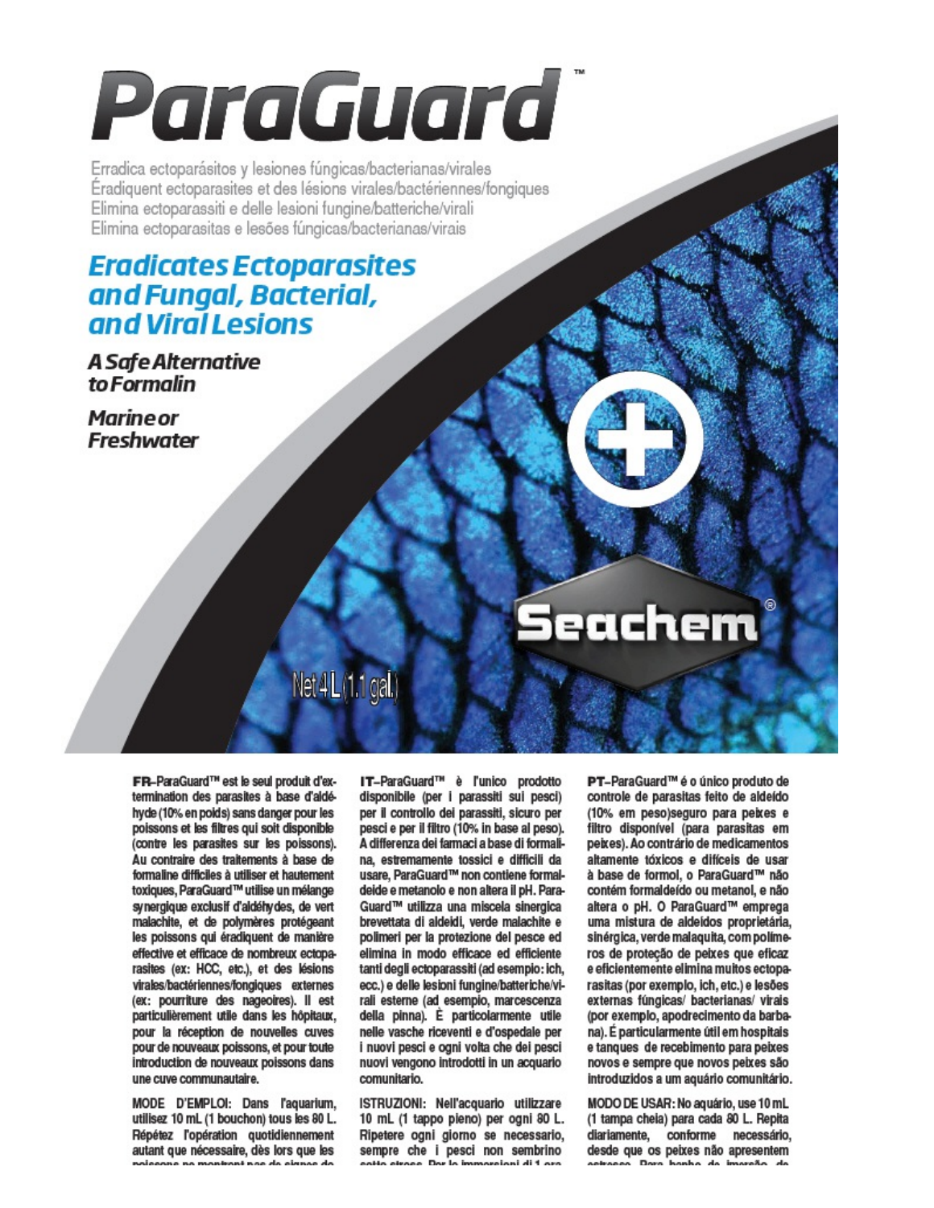# ParaGuard™

Erradica ectoparásitos y lesiones fúngicas/bacterianas/virales
Éradiquent ectoparasites et des lésions virales/bactériennes/fongiques
Elimina ectoparassiti e delle lesioni fungine/batteriche/virali
Elimina ectoparasitas e lesões fúngicas/bacterianas/virais

## Eradicates Ectoparasites and Fungal, Bacterial, and Viral Lesions

**A Safe Alternative to Formalin**

**Marine or Freshwater**

Seachem®

Net 4 L (1.1 gal.)

**FR**–ParaGuard™ est le seul produit d'extermination des parasites à base d'aldéhyde (10% en poids) sans danger pour les poissons et les filtres qui soit disponible (contre les parasites sur les poissons). Au contraire des traitements à base de formaline difficiles à utiliser et hautement toxiques, ParaGuard™ utilise un mélange synergique exclusif d'aldéhydes, de vert malachite, et de polymères protégeant les poissons qui éradiquent de manière effective et efficace de nombreux ectoparasites (ex: HCC, etc.), et des lésions virales/bactériennes/fongiques externes (ex: pourriture des nageoires). Il est particulièrement utile dans les hôpitaux, pour la réception de nouvelles cuves pour de nouveaux poissons, et pour toute introduction de nouveaux poissons dans une cuve communautaire.

MODE D'EMPLOI: Dans l'aquarium, utilisez 10 mL (1 bouchon) tous les 80 L. Répétez l'opération quotidiennement autant que nécessaire, dès lors que les poissons ne montrent pas de signes de

**IT**–ParaGuard™ è l'unico prodotto disponibile (per i parassiti sui pesci) per il controllo dei parassiti, sicuro per pesci e per il filtro (10% in base al peso). A differenza dei farmaci a base di formalina, estremamente tossici e difficili da usare, ParaGuard™ non contiene formaldeide e metanolo e non altera il pH. ParaGuard™ utilizza una miscela sinergica brevettata di aldeidi, verde malachite e polimeri per la protezione del pesce ed elimina in modo efficace ed efficiente tanti degli ectoparassiti (ad esempio: ich, ecc.) e delle lesioni fungine/batteriche/virali esterne (ad esempio, marcescenza della pinna). È particolarmente utile nelle vasche riceventi e d'ospedale per i nuovi pesci e ogni volta che dei pesci nuovi vengono introdotti in un acquario comunitario.

ISTRUZIONI: Nell'acquario utilizzare 10 mL (1 tappo pieno) per ogni 80 L. Ripetere ogni giorno se necessario, sempre che i pesci non sembrino sotto stress. Per le immersioni di 1 ora

**PT**–ParaGuard™ é o único produto de controle de parasitas feito de aldeído (10% em peso)seguro para peixes e filtro disponível (para parasitas em peixes). Ao contrário de medicamentos altamente tóxicos e difíceis de usar à base de formol, o ParaGuard™ não contém formaldeído ou metanol, e não altera o pH. O ParaGuard™ emprega uma mistura de aldeídos proprietária, sinérgica, verde malaquita, com polímeros de proteção de peixes que eficaz e eficientemente elimina muitos ectoparasitas (por exemplo, ich, etc.) e lesões externas fúngicas/ bacterianas/ virais (por exemplo, apodrecimento da barbatana). É particularmente útil em hospitais e tanques de recebimento para peixes novos e sempre que novos peixes são introduzidos a um aquário comunitário.

MODO DE USAR: No aquário, use 10 mL (1 tampa cheia) para cada 80 L. Repita diariamente, conforme necessário, desde que os peixes não apresentem estresse. Para banho de imersão de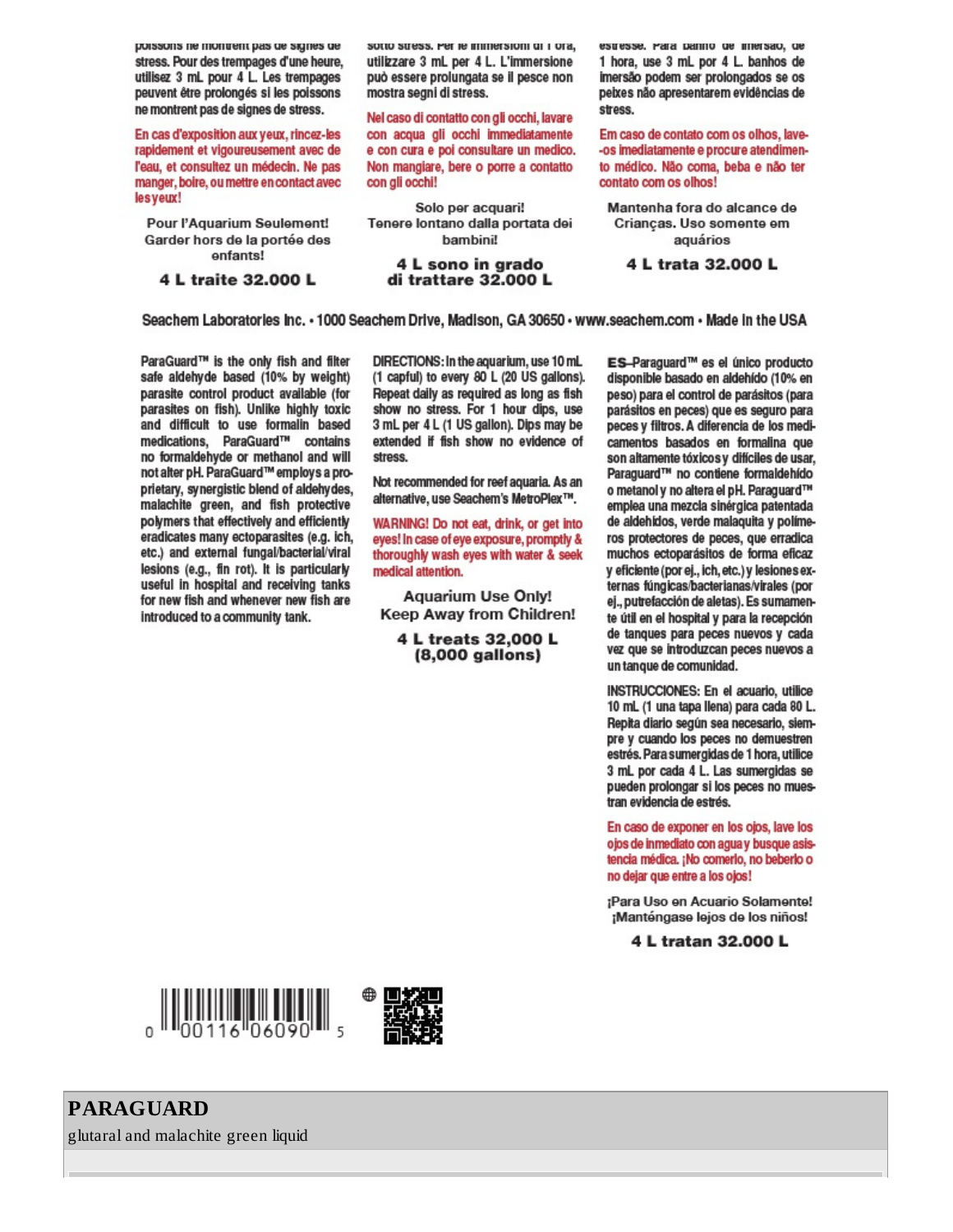poissons ne montrent pas de signes de stress. Pour des trempages d'une heure, utilisez 3 mL pour 4 L. Les trempages peuvent être prolongés si les poissons ne montrent pas de signes de stress.

En cas d'exposition aux yeux, rincez-les rapidement et vigoureusement avec de l'eau, et consultez un médecin. Ne pas manger, boire, ou mettre en contact avec les yeux!

Pour l'Aquarium Seulement!
Garder hors de la portée des enfants!

**4 L traite 32.000 L**

sotto stress. Per le immersioni di 1 ora, utilizzare 3 mL per 4 L. L'immersione può essere prolungata se il pesce non mostra segni di stress.

Nel caso di contatto con gli occhi, lavare con acqua gli occhi immediatamente e con cura e poi consultare un medico. Non mangiare, bere o porre a contatto con gli occhi!

Solo per acquari!
Tenere lontano dalla portata dei bambini!

**4 L sono in grado di trattare 32.000 L**

estresse. Para banho de imersão, de 1 hora, use 3 mL por 4 L. banhos de imersão podem ser prolongados se os peixes não apresentarem evidências de stress.

Em caso de contato com os olhos, lave-os imediatamente e procure atendimento médico. Não coma, beba e não ter contato com os olhos!

Mantenha fora do alcance de Crianças. Uso somente em aquários

**4 L trata 32.000 L**

Seachem Laboratories Inc. • 1000 Seachem Drive, Madison, GA 30650 • www.seachem.com • Made in the USA

ParaGuard™ is the only fish and filter safe aldehyde based (10% by weight) parasite control product available (for parasites on fish). Unlike highly toxic and difficult to use formalin based medications, ParaGuard™ contains no formaldehyde or methanol and will not alter pH. ParaGuard™ employs a proprietary, synergistic blend of aldehydes, malachite green, and fish protective polymers that effectively and efficiently eradicates many ectoparasites (e.g. ich, etc.) and external fungal/bacterial/viral lesions (e.g., fin rot). It is particularly useful in hospital and receiving tanks for new fish and whenever new fish are introduced to a community tank.

DIRECTIONS: In the aquarium, use 10 mL (1 capful) to every 80 L (20 US gallons). Repeat daily as required as long as fish show no stress. For 1 hour dips, use 3 mL per 4 L (1 US gallon). Dips may be extended if fish show no evidence of stress.

Not recommended for reef aquaria. As an alternative, use Seachem's MetroPlex™.

WARNING! Do not eat, drink, or get into eyes! In case of eye exposure, promptly & thoroughly wash eyes with water & seek medical attention.

Aquarium Use Only!
Keep Away from Children!

**4 L treats 32,000 L (8,000 gallons)**

**ES**–Paraguard™ es el único producto disponible basado en aldehído (10% en peso) para el control de parásitos (para parásitos en peces) que es seguro para peces y filtros. A diferencia de los medicamentos basados en formalina que son altamente tóxicos y difíciles de usar, Paraguard™ no contiene formaldehído o metanol y no altera el pH. Paraguard™ emplea una mezcla sinérgica patentada de aldehídos, verde malaquita y polímeros protectores de peces, que erradica muchos ectoparásitos de forma eficaz y eficiente (por ej., ich, etc.) y lesiones externas fúngicas/bacterianas/virales (por ej., putrefacción de aletas). Es sumamente útil en el hospital y para la recepción de tanques para peces nuevos y cada vez que se introduzcan peces nuevos a un tanque de comunidad.

INSTRUCCIONES: En el acuario, utilice 10 mL (1 una tapa llena) para cada 80 L. Repita diario según sea necesario, siempre y cuando los peces no demuestren estrés. Para sumergidas de 1 hora, utilice 3 mL por cada 4 L. Las sumergidas se pueden prolongar si los peces no muestran evidencia de estrés.

En caso de exponer en los ojos, lave los ojos de inmediato con agua y busque asistencia médica. ¡No comerlo, no beberlo o no dejar que entre a los ojos!

¡Para Uso en Acuario Solamente!
¡Manténgase lejos de los niños!

**4 L tratan 32.000 L**

0 00116 06090 5

## PARAGUARD

glutaral and malachite green liquid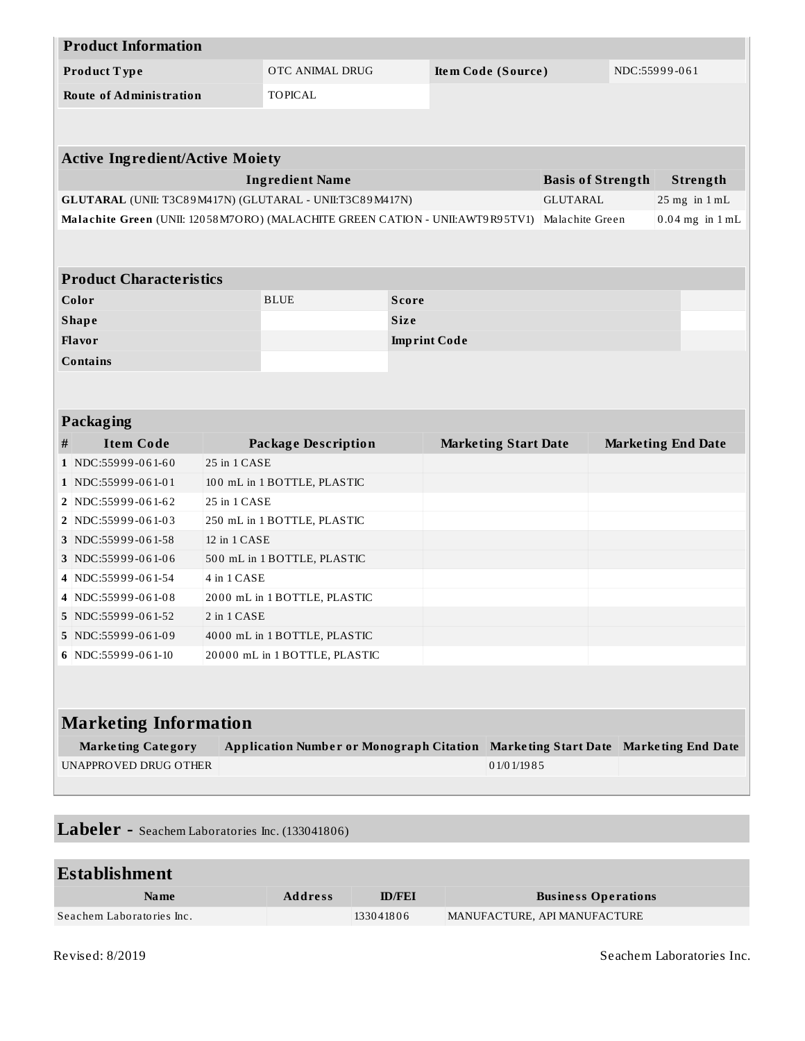| Product Information | | | |
|---|---|---|---|
| **Product Type** | OTC ANIMAL DRUG | **Item Code (Source)** | NDC:55999-061 |
| **Route of Administration** | TOPICAL | | |

| Active Ingredient/Active Moiety | | |
|---|---|---|
| **Ingredient Name** | **Basis of Strength** | **Strength** |
| **GLUTARAL** (UNII: T3C89M417N) (GLUTARAL - UNII:T3C89M417N) | GLUTARAL | 25 mg in 1 mL |
| **Malachite Green** (UNII: 12058M7ORO) (MALACHITE GREEN CATION - UNII:AWT9R95TV1) | Malachite Green | 0.04 mg in 1 mL |

| Product Characteristics | | | |
|---|---|---|---|
| **Color** | BLUE | **Score** | |
| **Shape** | | **Size** | |
| **Flavor** | | **Imprint Code** | |
| **Contains** | | | |

| Packaging | | | | |
|---|---|---|---|---|
| **#** | **Item Code** | **Package Description** | **Marketing Start Date** | **Marketing End Date** |
| 1 | NDC:55999-061-60 | 25 in 1 CASE | | |
| 1 | NDC:55999-061-01 | 100 mL in 1 BOTTLE, PLASTIC | | |
| 2 | NDC:55999-061-62 | 25 in 1 CASE | | |
| 2 | NDC:55999-061-03 | 250 mL in 1 BOTTLE, PLASTIC | | |
| 3 | NDC:55999-061-58 | 12 in 1 CASE | | |
| 3 | NDC:55999-061-06 | 500 mL in 1 BOTTLE, PLASTIC | | |
| 4 | NDC:55999-061-54 | 4 in 1 CASE | | |
| 4 | NDC:55999-061-08 | 2000 mL in 1 BOTTLE, PLASTIC | | |
| 5 | NDC:55999-061-52 | 2 in 1 CASE | | |
| 5 | NDC:55999-061-09 | 4000 mL in 1 BOTTLE, PLASTIC | | |
| 6 | NDC:55999-061-10 | 20000 mL in 1 BOTTLE, PLASTIC | | |

| Marketing Information | | | |
|---|---|---|---|
| **Marketing Category** | **Application Number or Monograph Citation** | **Marketing Start Date** | **Marketing End Date** |
| UNAPPROVED DRUG OTHER | | 01/01/1985 | |

## Labeler - Seachem Laboratories Inc. (133041806)

| Establishment | | | |
|---|---|---|---|
| **Name** | **Address** | **ID/FEI** | **Business Operations** |
| Seachem Laboratories Inc. | | 133041806 | MANUFACTURE, API MANUFACTURE |

Revised: 8/2019

Seachem Laboratories Inc.